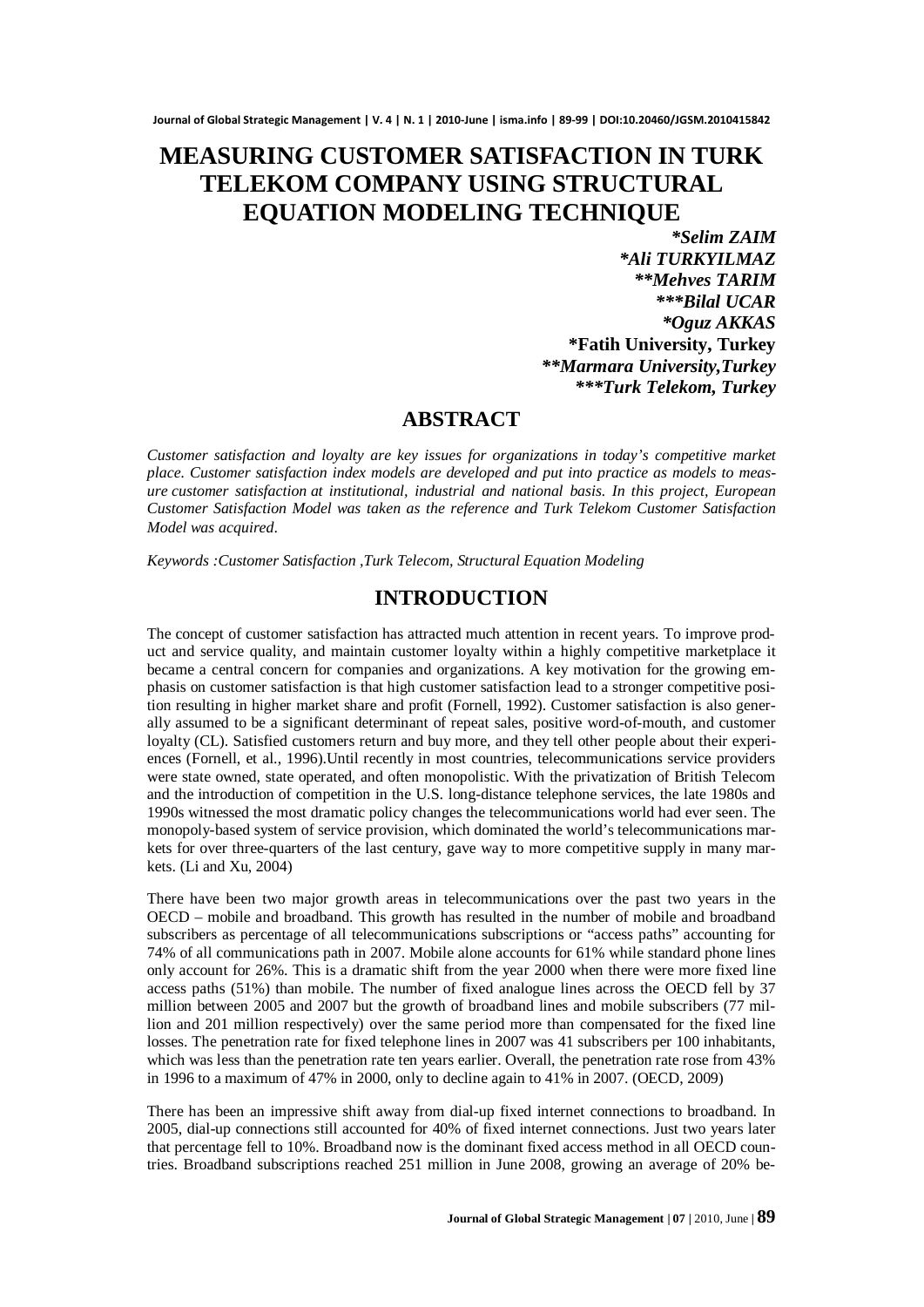# MEASURING CUSTOMER SATISFACTION IN TURK TELEKOM COMPANY USING STRUCTURAL EQUATION MODELING TECHNIQUE

***Selim ZAIM***
***Ali TURKYILMAZ***
****Mehves TARIM***
*****Bilal UCAR***
***Oguz AKKAS***
**\*Fatih University, Turkey**
****Marmara University,Turkey***
*****Turk Telekom, Turkey***

## ABSTRACT

*Customer satisfaction and loyalty are key issues for organizations in today's competitive market place. Customer satisfaction index models are developed and put into practice as models to measure customer satisfaction at institutional, industrial and national basis. In this project, European Customer Satisfaction Model was taken as the reference and Turk Telekom Customer Satisfaction Model was acquired.*

*Keywords :Customer Satisfaction ,Turk Telecom, Structural Equation Modeling*

## INTRODUCTION

The concept of customer satisfaction has attracted much attention in recent years. To improve product and service quality, and maintain customer loyalty within a highly competitive marketplace it became a central concern for companies and organizations. A key motivation for the growing emphasis on customer satisfaction is that high customer satisfaction lead to a stronger competitive position resulting in higher market share and profit (Fornell, 1992). Customer satisfaction is also generally assumed to be a significant determinant of repeat sales, positive word-of-mouth, and customer loyalty (CL). Satisfied customers return and buy more, and they tell other people about their experiences (Fornell, et al., 1996).Until recently in most countries, telecommunications service providers were state owned, state operated, and often monopolistic. With the privatization of British Telecom and the introduction of competition in the U.S. long-distance telephone services, the late 1980s and 1990s witnessed the most dramatic policy changes the telecommunications world had ever seen. The monopoly-based system of service provision, which dominated the world's telecommunications markets for over three-quarters of the last century, gave way to more competitive supply in many markets. (Li and Xu, 2004)

There have been two major growth areas in telecommunications over the past two years in the OECD – mobile and broadband. This growth has resulted in the number of mobile and broadband subscribers as percentage of all telecommunications subscriptions or "access paths" accounting for 74% of all communications path in 2007. Mobile alone accounts for 61% while standard phone lines only account for 26%. This is a dramatic shift from the year 2000 when there were more fixed line access paths (51%) than mobile. The number of fixed analogue lines across the OECD fell by 37 million between 2005 and 2007 but the growth of broadband lines and mobile subscribers (77 million and 201 million respectively) over the same period more than compensated for the fixed line losses. The penetration rate for fixed telephone lines in 2007 was 41 subscribers per 100 inhabitants, which was less than the penetration rate ten years earlier. Overall, the penetration rate rose from 43% in 1996 to a maximum of 47% in 2000, only to decline again to 41% in 2007. (OECD, 2009)

There has been an impressive shift away from dial-up fixed internet connections to broadband. In 2005, dial-up connections still accounted for 40% of fixed internet connections. Just two years later that percentage fell to 10%. Broadband now is the dominant fixed access method in all OECD countries. Broadband subscriptions reached 251 million in June 2008, growing an average of 20% be-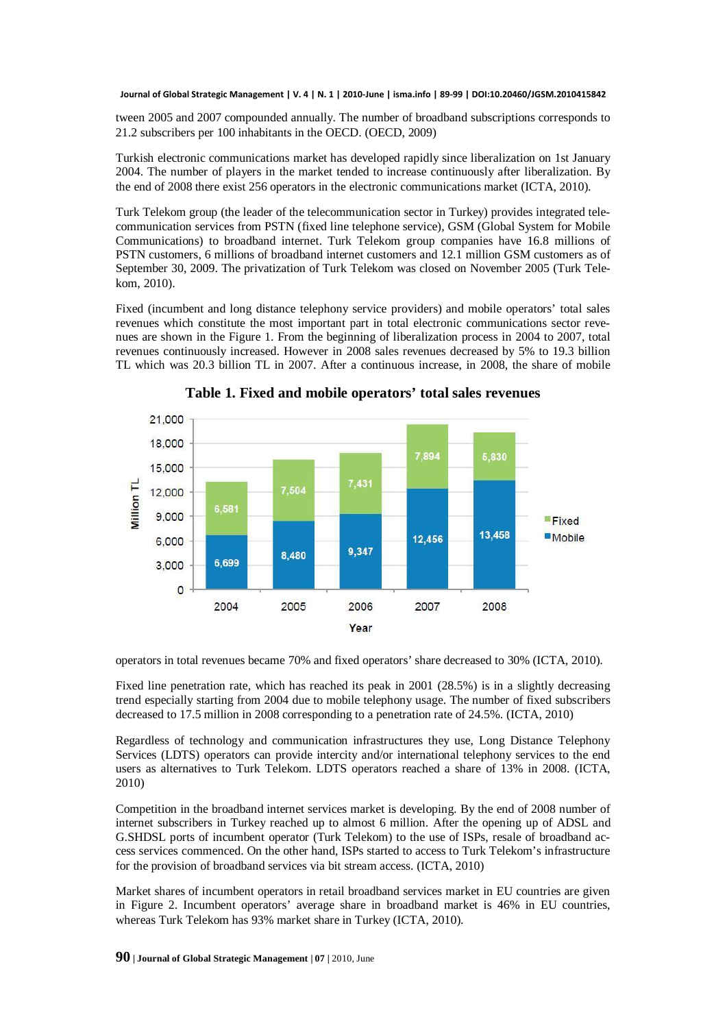tween 2005 and 2007 compounded annually. The number of broadband subscriptions corresponds to 21.2 subscribers per 100 inhabitants in the OECD. (OECD, 2009)

Turkish electronic communications market has developed rapidly since liberalization on 1st January 2004. The number of players in the market tended to increase continuously after liberalization. By the end of 2008 there exist 256 operators in the electronic communications market (ICTA, 2010).

Turk Telekom group (the leader of the telecommunication sector in Turkey) provides integrated telecommunication services from PSTN (fixed line telephone service), GSM (Global System for Mobile Communications) to broadband internet. Turk Telekom group companies have 16.8 millions of PSTN customers, 6 millions of broadband internet customers and 12.1 million GSM customers as of September 30, 2009. The privatization of Turk Telekom was closed on November 2005 (Turk Telekom, 2010).

Fixed (incumbent and long distance telephony service providers) and mobile operators' total sales revenues which constitute the most important part in total electronic communications sector revenues are shown in the Figure 1. From the beginning of liberalization process in 2004 to 2007, total revenues continuously increased. However in 2008 sales revenues decreased by 5% to 19.3 billion TL which was 20.3 billion TL in 2007. After a continuous increase, in 2008, the share of mobile operators in total revenues became 70% and fixed operators' share decreased to 30% (ICTA, 2010).

**Table 1. Fixed and mobile operators' total sales revenues**

| Year | Mobile (Million TL) | Fixed (Million TL) |
|---|---|---|
| 2004 | 6,699 | 6,581 |
| 2005 | 8,480 | 7,504 |
| 2006 | 9,347 | 7,431 |
| 2007 | 12,456 | 7,894 |
| 2008 | 13,458 | 5,830 |

Fixed line penetration rate, which has reached its peak in 2001 (28.5%) is in a slightly decreasing trend especially starting from 2004 due to mobile telephony usage. The number of fixed subscribers decreased to 17.5 million in 2008 corresponding to a penetration rate of 24.5%. (ICTA, 2010)

Regardless of technology and communication infrastructures they use, Long Distance Telephony Services (LDTS) operators can provide intercity and/or international telephony services to the end users as alternatives to Turk Telekom. LDTS operators reached a share of 13% in 2008. (ICTA, 2010)

Competition in the broadband internet services market is developing. By the end of 2008 number of internet subscribers in Turkey reached up to almost 6 million. After the opening up of ADSL and G.SHDSL ports of incumbent operator (Turk Telekom) to the use of ISPs, resale of broadband access services commenced. On the other hand, ISPs started to access to Turk Telekom's infrastructure for the provision of broadband services via bit stream access. (ICTA, 2010)

Market shares of incumbent operators in retail broadband services market in EU countries are given in Figure 2. Incumbent operators' average share in broadband market is 46% in EU countries, whereas Turk Telekom has 93% market share in Turkey (ICTA, 2010).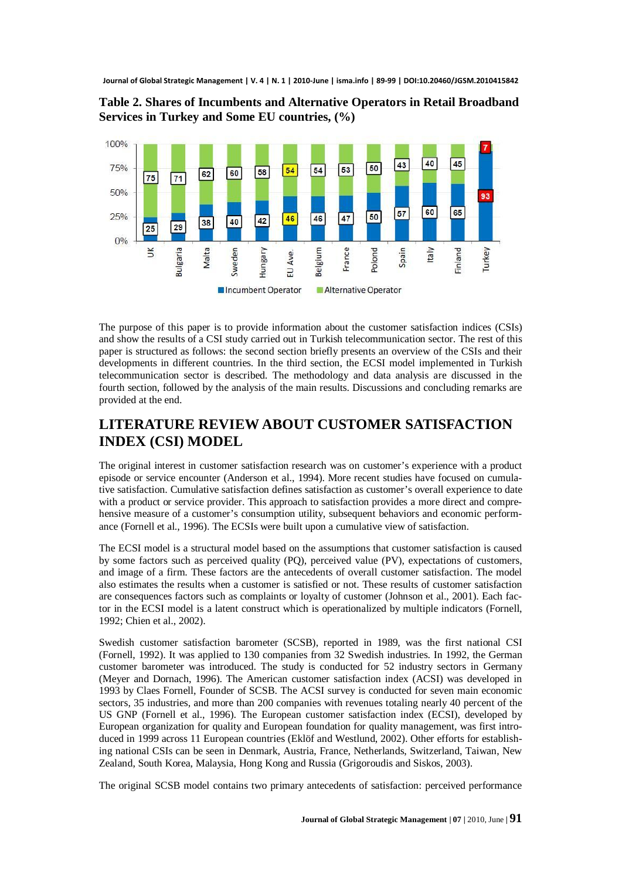**Table 2. Shares of Incumbents and Alternative Operators in Retail Broadband Services in Turkey and Some EU countries, (%)**

| Country | Incumbent Operator | Alternative Operator |
|---|---|---|
| UK | 25 | 75 |
| Bulgaria | 29 | 71 |
| Malta | 38 | 62 |
| Sweden | 40 | 60 |
| Hungary | 42 | 58 |
| EU Ave. | 46 | 54 |
| Belgium | 46 | 54 |
| France | 47 | 53 |
| Polond | 50 | 50 |
| Spain | 57 | 43 |
| Italy | 60 | 40 |
| Finland | 65 | 45 |
| Turkey | 93 | 7 |

The purpose of this paper is to provide information about the customer satisfaction indices (CSIs) and show the results of a CSI study carried out in Turkish telecommunication sector. The rest of this paper is structured as follows: the second section briefly presents an overview of the CSIs and their developments in different countries. In the third section, the ECSI model implemented in Turkish telecommunication sector is described. The methodology and data analysis are discussed in the fourth section, followed by the analysis of the main results. Discussions and concluding remarks are provided at the end.

## LITERATURE REVIEW ABOUT CUSTOMER SATISFACTION INDEX (CSI) MODEL

The original interest in customer satisfaction research was on customer's experience with a product episode or service encounter (Anderson et al., 1994). More recent studies have focused on cumulative satisfaction. Cumulative satisfaction defines satisfaction as customer's overall experience to date with a product or service provider. This approach to satisfaction provides a more direct and comprehensive measure of a customer's consumption utility, subsequent behaviors and economic performance (Fornell et al., 1996). The ECSIs were built upon a cumulative view of satisfaction.

The ECSI model is a structural model based on the assumptions that customer satisfaction is caused by some factors such as perceived quality (PQ), perceived value (PV), expectations of customers, and image of a firm. These factors are the antecedents of overall customer satisfaction. The model also estimates the results when a customer is satisfied or not. These results of customer satisfaction are consequences factors such as complaints or loyalty of customer (Johnson et al., 2001). Each factor in the ECSI model is a latent construct which is operationalized by multiple indicators (Fornell, 1992; Chien et al., 2002).

Swedish customer satisfaction barometer (SCSB), reported in 1989, was the first national CSI (Fornell, 1992). It was applied to 130 companies from 32 Swedish industries. In 1992, the German customer barometer was introduced. The study is conducted for 52 industry sectors in Germany (Meyer and Dornach, 1996). The American customer satisfaction index (ACSI) was developed in 1993 by Claes Fornell, Founder of SCSB. The ACSI survey is conducted for seven main economic sectors, 35 industries, and more than 200 companies with revenues totaling nearly 40 percent of the US GNP (Fornell et al., 1996). The European customer satisfaction index (ECSI), developed by European organization for quality and European foundation for quality management, was first introduced in 1999 across 11 European countries (Eklöf and Westlund, 2002). Other efforts for establishing national CSIs can be seen in Denmark, Austria, France, Netherlands, Switzerland, Taiwan, New Zealand, South Korea, Malaysia, Hong Kong and Russia (Grigoroudis and Siskos, 2003).

The original SCSB model contains two primary antecedents of satisfaction: perceived performance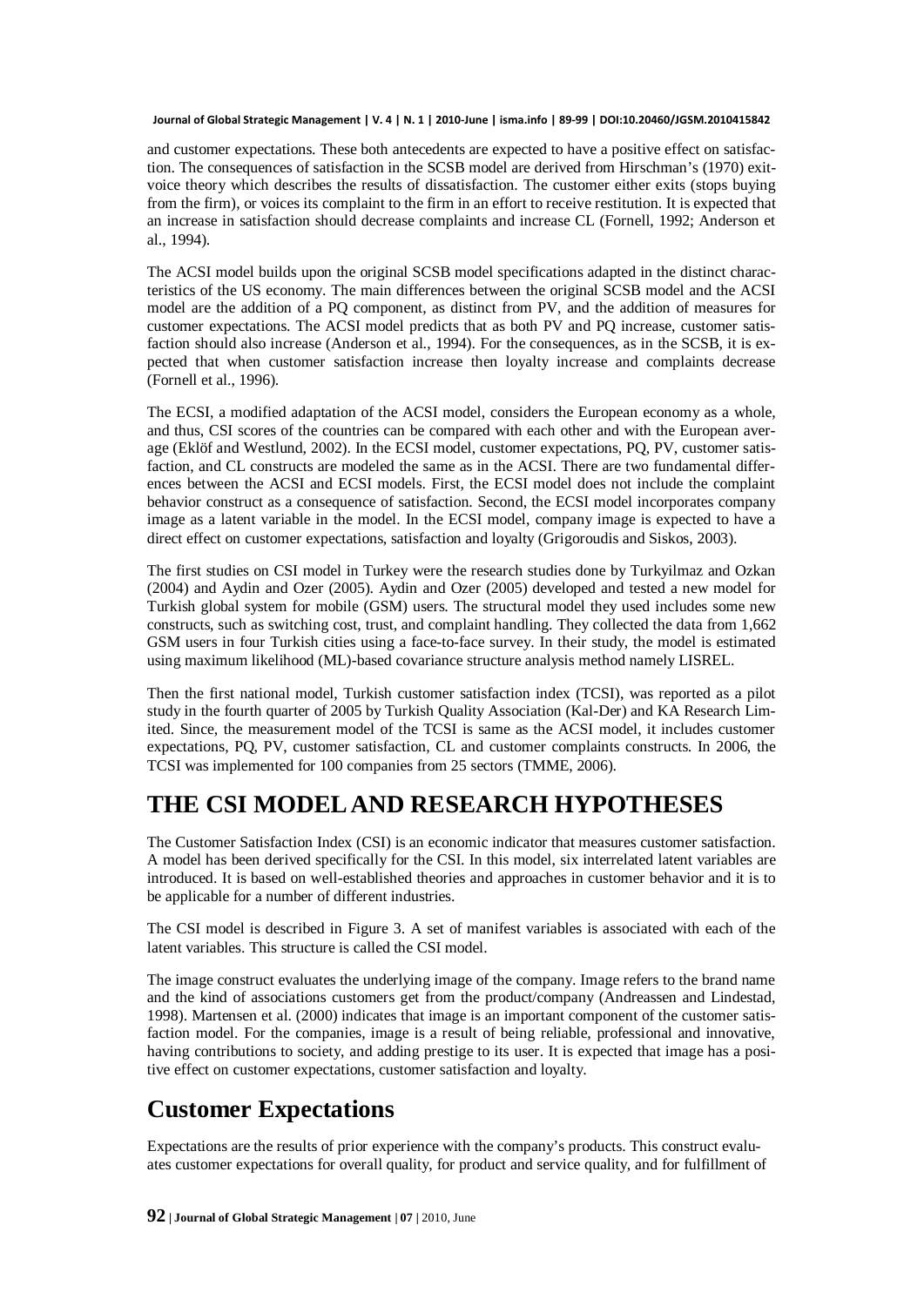and customer expectations. These both antecedents are expected to have a positive effect on satisfaction. The consequences of satisfaction in the SCSB model are derived from Hirschman's (1970) exit-voice theory which describes the results of dissatisfaction. The customer either exits (stops buying from the firm), or voices its complaint to the firm in an effort to receive restitution. It is expected that an increase in satisfaction should decrease complaints and increase CL (Fornell, 1992; Anderson et al., 1994).

The ACSI model builds upon the original SCSB model specifications adapted in the distinct characteristics of the US economy. The main differences between the original SCSB model and the ACSI model are the addition of a PQ component, as distinct from PV, and the addition of measures for customer expectations. The ACSI model predicts that as both PV and PQ increase, customer satisfaction should also increase (Anderson et al., 1994). For the consequences, as in the SCSB, it is expected that when customer satisfaction increase then loyalty increase and complaints decrease (Fornell et al., 1996).

The ECSI, a modified adaptation of the ACSI model, considers the European economy as a whole, and thus, CSI scores of the countries can be compared with each other and with the European average (Eklöf and Westlund, 2002). In the ECSI model, customer expectations, PQ, PV, customer satisfaction, and CL constructs are modeled the same as in the ACSI. There are two fundamental differences between the ACSI and ECSI models. First, the ECSI model does not include the complaint behavior construct as a consequence of satisfaction. Second, the ECSI model incorporates company image as a latent variable in the model. In the ECSI model, company image is expected to have a direct effect on customer expectations, satisfaction and loyalty (Grigoroudis and Siskos, 2003).

The first studies on CSI model in Turkey were the research studies done by Turkyilmaz and Ozkan (2004) and Aydin and Ozer (2005). Aydin and Ozer (2005) developed and tested a new model for Turkish global system for mobile (GSM) users. The structural model they used includes some new constructs, such as switching cost, trust, and complaint handling. They collected the data from 1,662 GSM users in four Turkish cities using a face-to-face survey. In their study, the model is estimated using maximum likelihood (ML)-based covariance structure analysis method namely LISREL.

Then the first national model, Turkish customer satisfaction index (TCSI), was reported as a pilot study in the fourth quarter of 2005 by Turkish Quality Association (Kal-Der) and KA Research Limited. Since, the measurement model of the TCSI is same as the ACSI model, it includes customer expectations, PQ, PV, customer satisfaction, CL and customer complaints constructs. In 2006, the TCSI was implemented for 100 companies from 25 sectors (TMME, 2006).

# THE CSI MODEL AND RESEARCH HYPOTHESES

The Customer Satisfaction Index (CSI) is an economic indicator that measures customer satisfaction. A model has been derived specifically for the CSI. In this model, six interrelated latent variables are introduced. It is based on well-established theories and approaches in customer behavior and it is to be applicable for a number of different industries.

The CSI model is described in Figure 3. A set of manifest variables is associated with each of the latent variables. This structure is called the CSI model.

The image construct evaluates the underlying image of the company. Image refers to the brand name and the kind of associations customers get from the product/company (Andreassen and Lindestad, 1998). Martensen et al. (2000) indicates that image is an important component of the customer satisfaction model. For the companies, image is a result of being reliable, professional and innovative, having contributions to society, and adding prestige to its user. It is expected that image has a positive effect on customer expectations, customer satisfaction and loyalty.

# Customer Expectations

Expectations are the results of prior experience with the company's products. This construct evaluates customer expectations for overall quality, for product and service quality, and for fulfillment of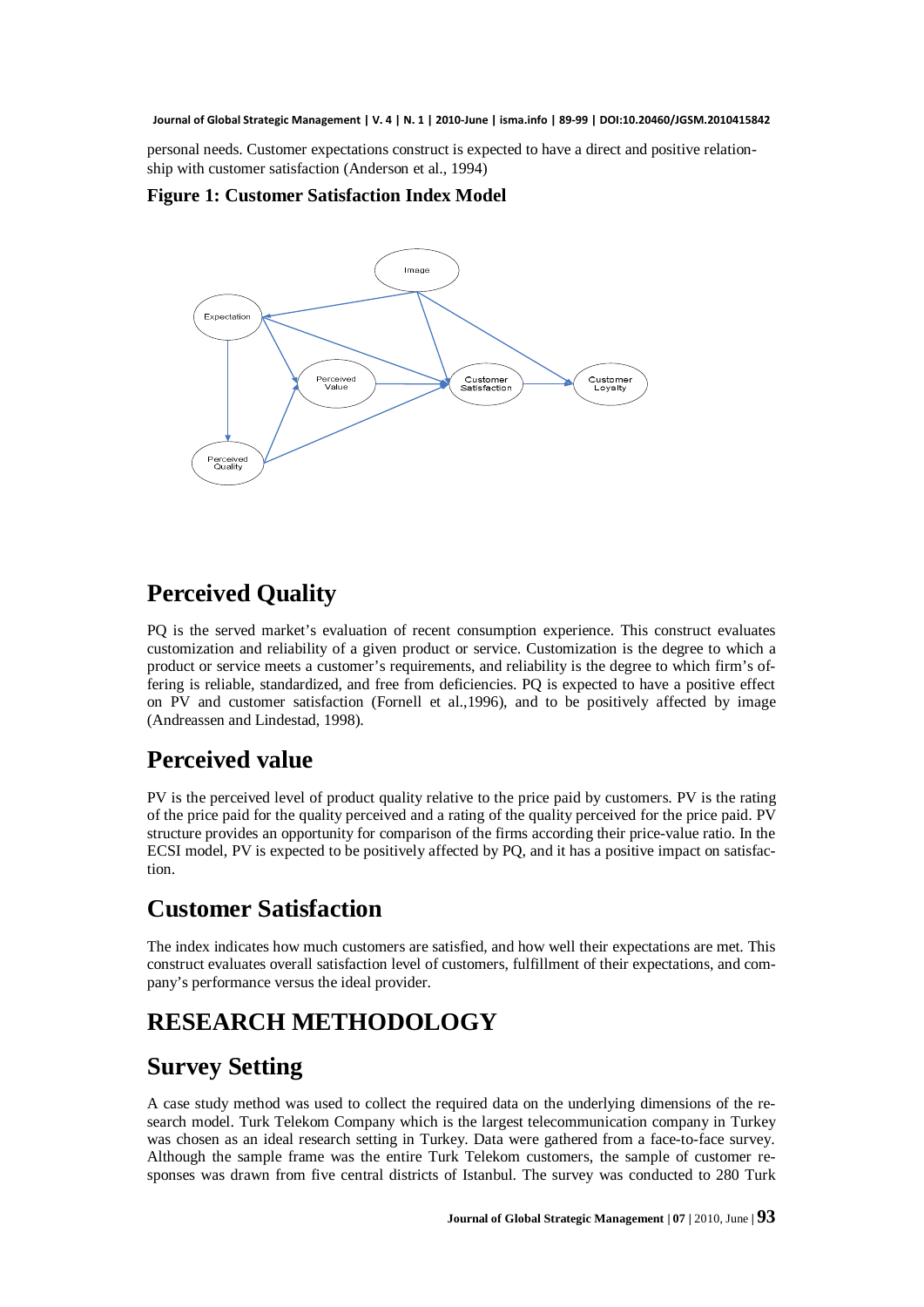personal needs. Customer expectations construct is expected to have a direct and positive relationship with customer satisfaction (Anderson et al., 1994)

**Figure 1: Customer Satisfaction Index Model**

## Perceived Quality

PQ is the served market's evaluation of recent consumption experience. This construct evaluates customization and reliability of a given product or service. Customization is the degree to which a product or service meets a customer's requirements, and reliability is the degree to which firm's offering is reliable, standardized, and free from deficiencies. PQ is expected to have a positive effect on PV and customer satisfaction (Fornell et al.,1996), and to be positively affected by image (Andreassen and Lindestad, 1998).

## Perceived value

PV is the perceived level of product quality relative to the price paid by customers. PV is the rating of the price paid for the quality perceived and a rating of the quality perceived for the price paid. PV structure provides an opportunity for comparison of the firms according their price-value ratio. In the ECSI model, PV is expected to be positively affected by PQ, and it has a positive impact on satisfaction.

## Customer Satisfaction

The index indicates how much customers are satisfied, and how well their expectations are met. This construct evaluates overall satisfaction level of customers, fulfillment of their expectations, and company's performance versus the ideal provider.

# RESEARCH METHODOLOGY

## Survey Setting

A case study method was used to collect the required data on the underlying dimensions of the research model. Turk Telekom Company which is the largest telecommunication company in Turkey was chosen as an ideal research setting in Turkey. Data were gathered from a face-to-face survey. Although the sample frame was the entire Turk Telekom customers, the sample of customer responses was drawn from five central districts of Istanbul. The survey was conducted to 280 Turk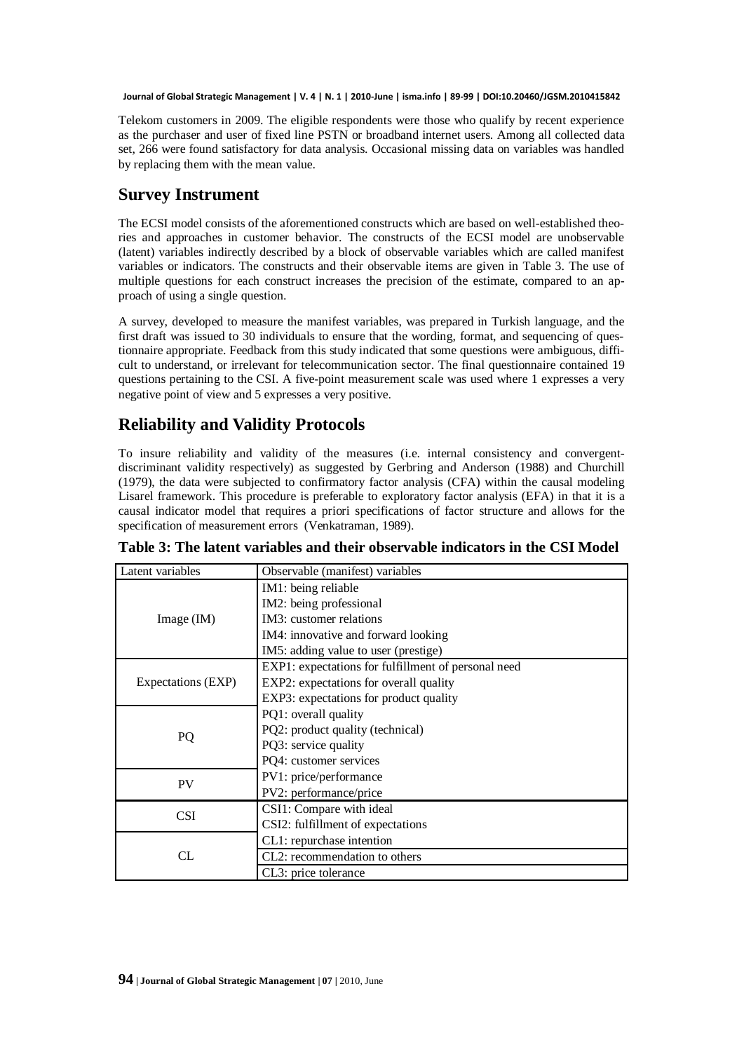Telekom customers in 2009. The eligible respondents were those who qualify by recent experience as the purchaser and user of fixed line PSTN or broadband internet users. Among all collected data set, 266 were found satisfactory for data analysis. Occasional missing data on variables was handled by replacing them with the mean value.

## Survey Instrument

The ECSI model consists of the aforementioned constructs which are based on well-established theories and approaches in customer behavior. The constructs of the ECSI model are unobservable (latent) variables indirectly described by a block of observable variables which are called manifest variables or indicators. The constructs and their observable items are given in Table 3. The use of multiple questions for each construct increases the precision of the estimate, compared to an approach of using a single question.

A survey, developed to measure the manifest variables, was prepared in Turkish language, and the first draft was issued to 30 individuals to ensure that the wording, format, and sequencing of questionnaire appropriate. Feedback from this study indicated that some questions were ambiguous, difficult to understand, or irrelevant for telecommunication sector. The final questionnaire contained 19 questions pertaining to the CSI. A five-point measurement scale was used where 1 expresses a very negative point of view and 5 expresses a very positive.

## Reliability and Validity Protocols

To insure reliability and validity of the measures (i.e. internal consistency and convergent-discriminant validity respectively) as suggested by Gerbring and Anderson (1988) and Churchill (1979), the data were subjected to confirmatory factor analysis (CFA) within the causal modeling Lisarel framework. This procedure is preferable to exploratory factor analysis (EFA) in that it is a causal indicator model that requires a priori specifications of factor structure and allows for the specification of measurement errors (Venkatraman, 1989).

**Table 3: The latent variables and their observable indicators in the CSI Model**

| Latent variables | Observable (manifest) variables |
|---|---|
| Image (IM) | IM1: being reliable<br>IM2: being professional<br>IM3: customer relations<br>IM4: innovative and forward looking<br>IM5: adding value to user (prestige) |
| Expectations (EXP) | EXP1: expectations for fulfillment of personal need<br>EXP2: expectations for overall quality<br>EXP3: expectations for product quality |
| PQ | PQ1: overall quality<br>PQ2: product quality (technical)<br>PQ3: service quality<br>PQ4: customer services |
| PV | PV1: price/performance<br>PV2: performance/price |
| CSI | CSI1: Compare with ideal<br>CSI2: fulfillment of expectations |
| CL | CL1: repurchase intention<br>CL2: recommendation to others<br>CL3: price tolerance |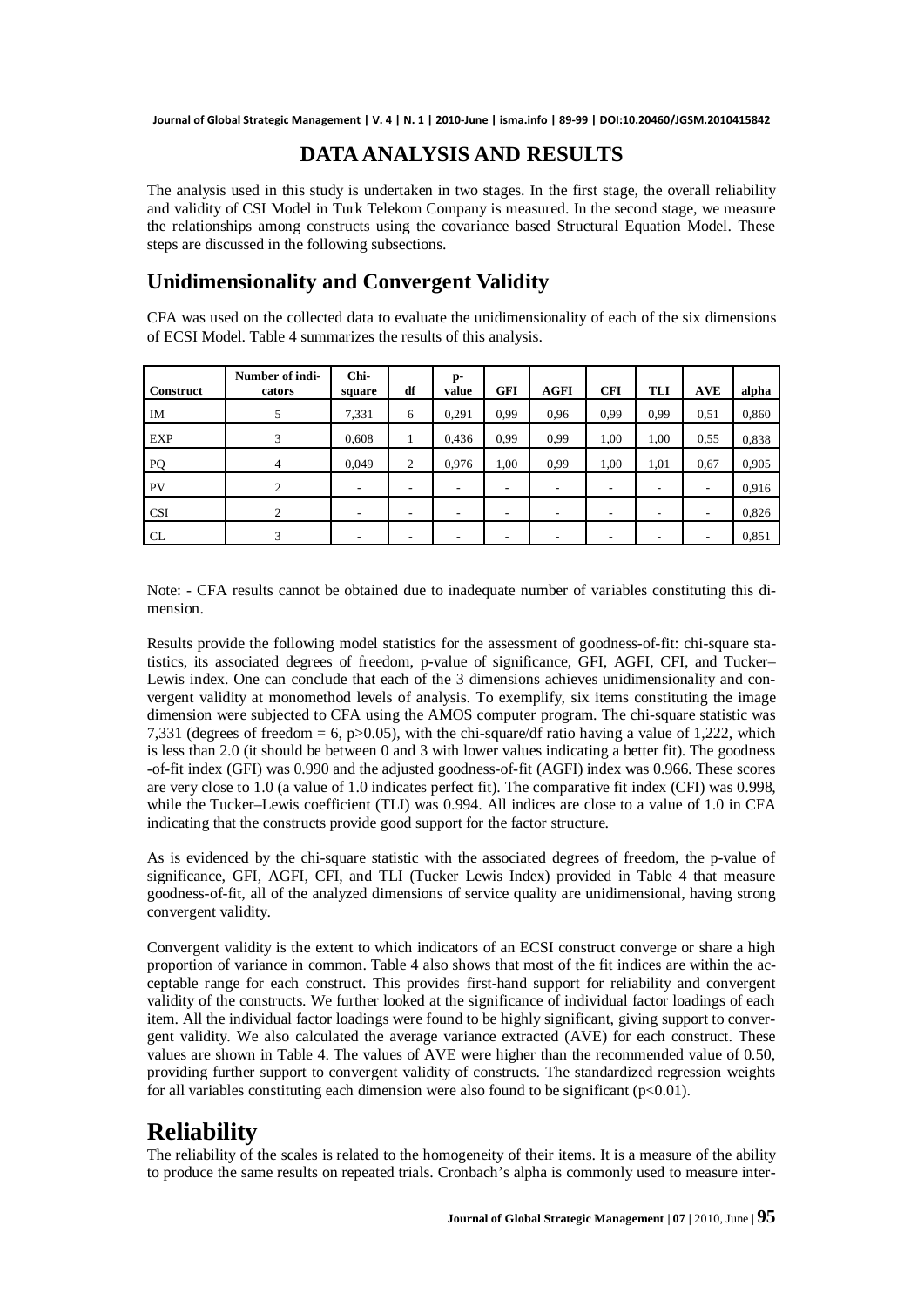# DATA ANALYSIS AND RESULTS

The analysis used in this study is undertaken in two stages. In the first stage, the overall reliability and validity of CSI Model in Turk Telekom Company is measured. In the second stage, we measure the relationships among constructs using the covariance based Structural Equation Model. These steps are discussed in the following subsections.

## Unidimensionality and Convergent Validity

CFA was used on the collected data to evaluate the unidimensionality of each of the six dimensions of ECSI Model. Table 4 summarizes the results of this analysis.

| Construct | Number of indicators | Chi-square | df | p-value | GFI | AGFI | CFI | TLI | AVE | alpha |
|---|---|---|---|---|---|---|---|---|---|---|
| IM | 5 | 7,331 | 6 | 0,291 | 0,99 | 0,96 | 0,99 | 0,99 | 0,51 | 0,860 |
| EXP | 3 | 0,608 | 1 | 0,436 | 0,99 | 0,99 | 1,00 | 1,00 | 0,55 | 0,838 |
| PQ | 4 | 0,049 | 2 | 0,976 | 1,00 | 0,99 | 1,00 | 1,01 | 0,67 | 0,905 |
| PV | 2 | - | - | - | - | - | - | - | - | 0,916 |
| CSI | 2 | - | - | - | - | - | - | - | - | 0,826 |
| CL | 3 | - | - | - | - | - | - | - | - | 0,851 |

Note: - CFA results cannot be obtained due to inadequate number of variables constituting this dimension.

Results provide the following model statistics for the assessment of goodness-of-fit: chi-square statistics, its associated degrees of freedom, p-value of significance, GFI, AGFI, CFI, and Tucker–Lewis index. One can conclude that each of the 3 dimensions achieves unidimensionality and convergent validity at monomethod levels of analysis. To exemplify, six items constituting the image dimension were subjected to CFA using the AMOS computer program. The chi-square statistic was 7,331 (degrees of freedom = 6, $p>0.05$), with the chi-square/df ratio having a value of 1,222, which is less than 2.0 (it should be between 0 and 3 with lower values indicating a better fit). The goodness -of-fit index (GFI) was 0.990 and the adjusted goodness-of-fit (AGFI) index was 0.966. These scores are very close to 1.0 (a value of 1.0 indicates perfect fit). The comparative fit index (CFI) was 0.998, while the Tucker–Lewis coefficient (TLI) was 0.994. All indices are close to a value of 1.0 in CFA indicating that the constructs provide good support for the factor structure.

As is evidenced by the chi-square statistic with the associated degrees of freedom, the p-value of significance, GFI, AGFI, CFI, and TLI (Tucker Lewis Index) provided in Table 4 that measure goodness-of-fit, all of the analyzed dimensions of service quality are unidimensional, having strong convergent validity.

Convergent validity is the extent to which indicators of an ECSI construct converge or share a high proportion of variance in common. Table 4 also shows that most of the fit indices are within the acceptable range for each construct. This provides first-hand support for reliability and convergent validity of the constructs. We further looked at the significance of individual factor loadings of each item. All the individual factor loadings were found to be highly significant, giving support to convergent validity. We also calculated the average variance extracted (AVE) for each construct. These values are shown in Table 4. The values of AVE were higher than the recommended value of 0.50, providing further support to convergent validity of constructs. The standardized regression weights for all variables constituting each dimension were also found to be significant ($p<0.01$).

# Reliability

The reliability of the scales is related to the homogeneity of their items. It is a measure of the ability to produce the same results on repeated trials. Cronbach's alpha is commonly used to measure inter-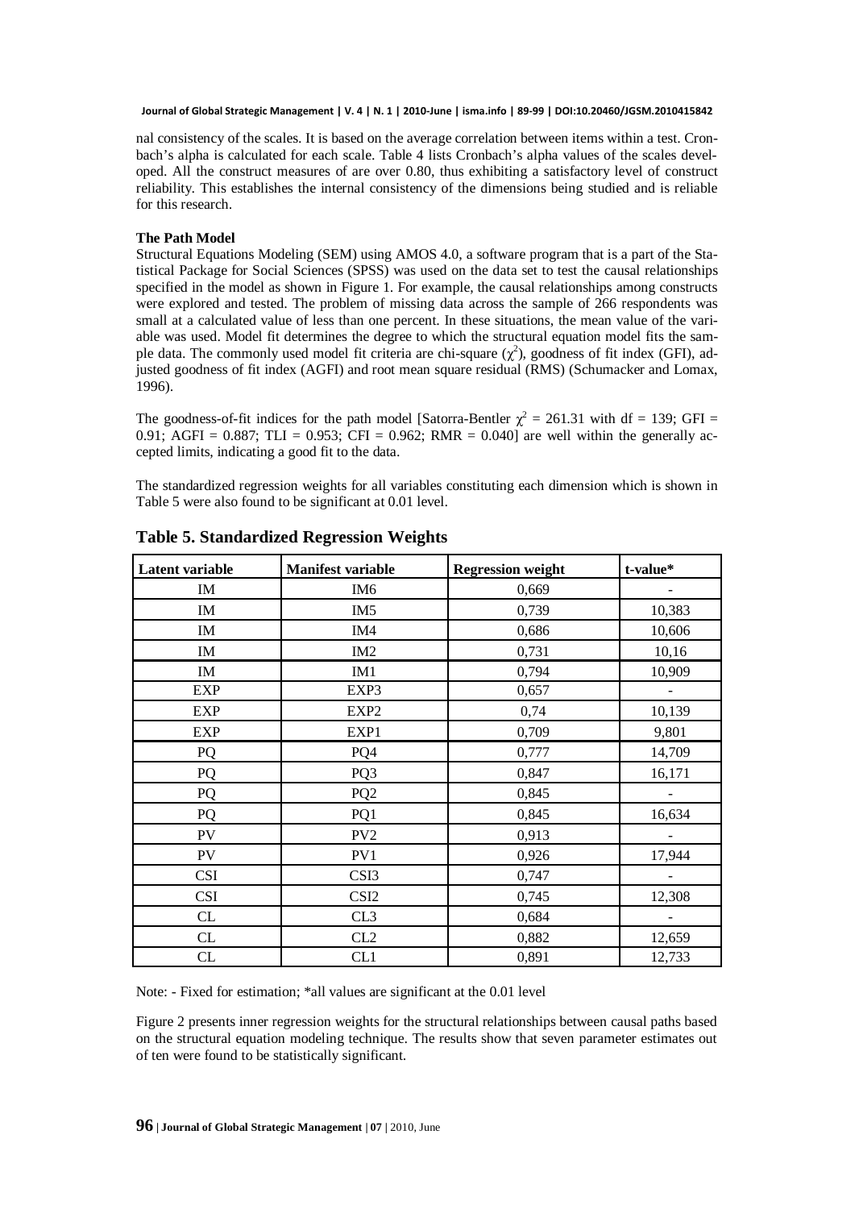nal consistency of the scales. It is based on the average correlation between items within a test. Cronbach's alpha is calculated for each scale. Table 4 lists Cronbach's alpha values of the scales developed. All the construct measures of are over 0.80, thus exhibiting a satisfactory level of construct reliability. This establishes the internal consistency of the dimensions being studied and is reliable for this research.

**The Path Model**

Structural Equations Modeling (SEM) using AMOS 4.0, a software program that is a part of the Statistical Package for Social Sciences (SPSS) was used on the data set to test the causal relationships specified in the model as shown in Figure 1. For example, the causal relationships among constructs were explored and tested. The problem of missing data across the sample of 266 respondents was small at a calculated value of less than one percent. In these situations, the mean value of the variable was used. Model fit determines the degree to which the structural equation model fits the sample data. The commonly used model fit criteria are chi-square ($\chi^2$), goodness of fit index (GFI), adjusted goodness of fit index (AGFI) and root mean square residual (RMS) (Schumacker and Lomax, 1996).

The goodness-of-fit indices for the path model [Satorra-Bentler $\chi^2 = 261.31$ with df = 139; GFI = 0.91; AGFI = 0.887; TLI = 0.953; CFI = 0.962; RMR = 0.040] are well within the generally accepted limits, indicating a good fit to the data.

The standardized regression weights for all variables constituting each dimension which is shown in Table 5 were also found to be significant at 0.01 level.

## Table 5. Standardized Regression Weights

| Latent variable | Manifest variable | Regression weight | t-value* |
|---|---|---|---|
| IM | IM6 | 0,669 | - |
| IM | IM5 | 0,739 | 10,383 |
| IM | IM4 | 0,686 | 10,606 |
| IM | IM2 | 0,731 | 10,16 |
| IM | IM1 | 0,794 | 10,909 |
| EXP | EXP3 | 0,657 | - |
| EXP | EXP2 | 0,74 | 10,139 |
| EXP | EXP1 | 0,709 | 9,801 |
| PQ | PQ4 | 0,777 | 14,709 |
| PQ | PQ3 | 0,847 | 16,171 |
| PQ | PQ2 | 0,845 | - |
| PQ | PQ1 | 0,845 | 16,634 |
| PV | PV2 | 0,913 | - |
| PV | PV1 | 0,926 | 17,944 |
| CSI | CSI3 | 0,747 | - |
| CSI | CSI2 | 0,745 | 12,308 |
| CL | CL3 | 0,684 | - |
| CL | CL2 | 0,882 | 12,659 |
| CL | CL1 | 0,891 | 12,733 |

Note: - Fixed for estimation; *all values are significant at the 0.01 level

Figure 2 presents inner regression weights for the structural relationships between causal paths based on the structural equation modeling technique. The results show that seven parameter estimates out of ten were found to be statistically significant.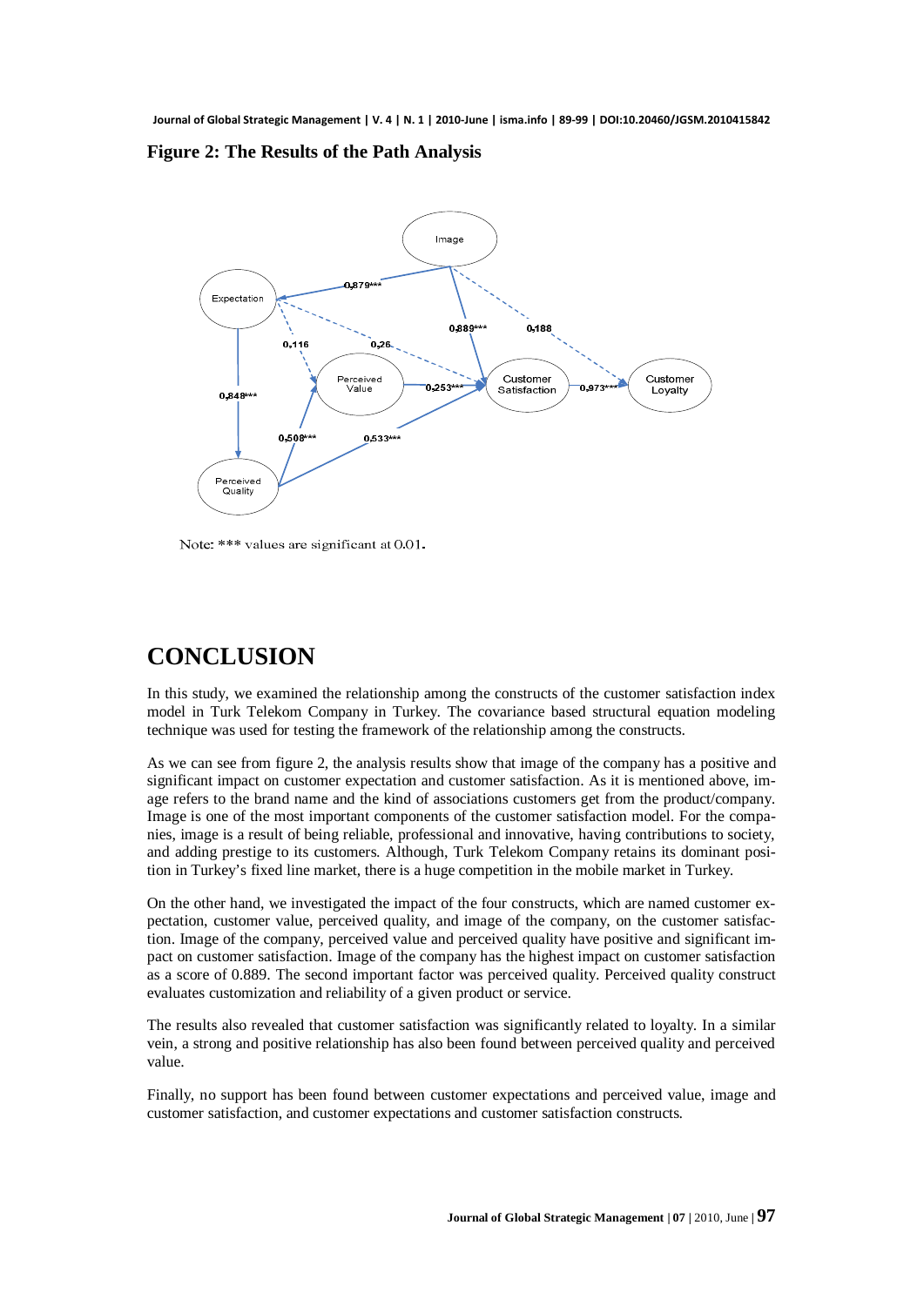**Figure 2: The Results of the Path Analysis**

Note: *** values are significant at 0.01.

# CONCLUSION

In this study, we examined the relationship among the constructs of the customer satisfaction index model in Turk Telekom Company in Turkey. The covariance based structural equation modeling technique was used for testing the framework of the relationship among the constructs.

As we can see from figure 2, the analysis results show that image of the company has a positive and significant impact on customer expectation and customer satisfaction. As it is mentioned above, image refers to the brand name and the kind of associations customers get from the product/company. Image is one of the most important components of the customer satisfaction model. For the companies, image is a result of being reliable, professional and innovative, having contributions to society, and adding prestige to its customers. Although, Turk Telekom Company retains its dominant position in Turkey's fixed line market, there is a huge competition in the mobile market in Turkey.

On the other hand, we investigated the impact of the four constructs, which are named customer expectation, customer value, perceived quality, and image of the company, on the customer satisfaction. Image of the company, perceived value and perceived quality have positive and significant impact on customer satisfaction. Image of the company has the highest impact on customer satisfaction as a score of 0.889. The second important factor was perceived quality. Perceived quality construct evaluates customization and reliability of a given product or service.

The results also revealed that customer satisfaction was significantly related to loyalty. In a similar vein, a strong and positive relationship has also been found between perceived quality and perceived value.

Finally, no support has been found between customer expectations and perceived value, image and customer satisfaction, and customer expectations and customer satisfaction constructs.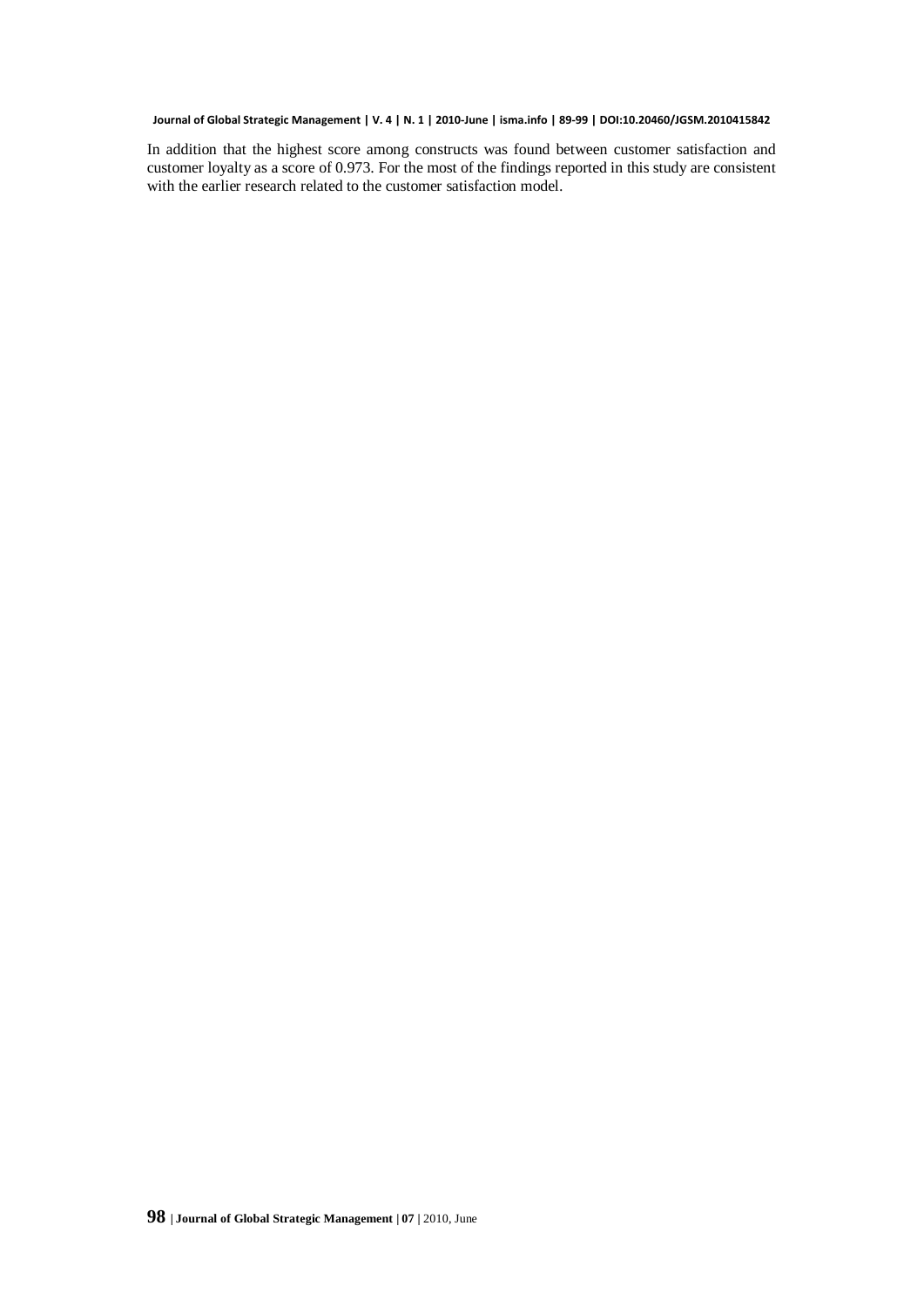In addition that the highest score among constructs was found between customer satisfaction and customer loyalty as a score of 0.973. For the most of the findings reported in this study are consistent with the earlier research related to the customer satisfaction model.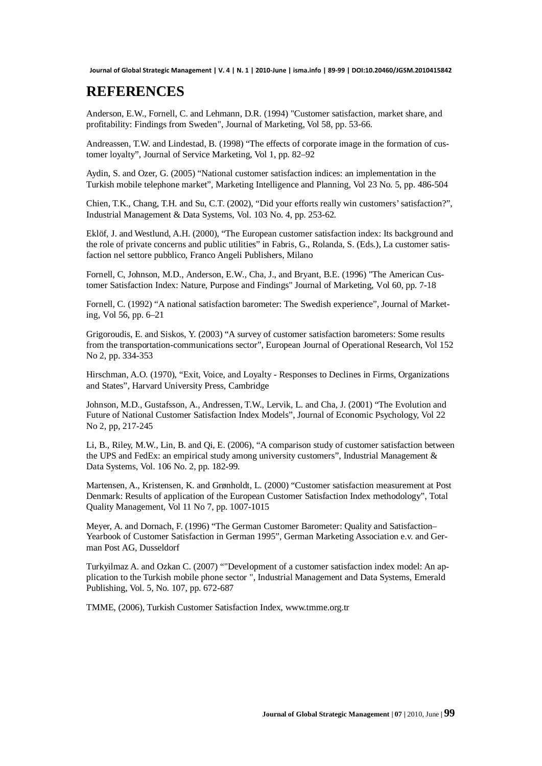# REFERENCES

Anderson, E.W., Fornell, C. and Lehmann, D.R. (1994) "Customer satisfaction, market share, and profitability: Findings from Sweden", Journal of Marketing, Vol 58, pp. 53-66.

Andreassen, T.W. and Lindestad, B. (1998) "The effects of corporate image in the formation of customer loyalty", Journal of Service Marketing, Vol 1, pp. 82–92

Aydin, S. and Ozer, G. (2005) "National customer satisfaction indices: an implementation in the Turkish mobile telephone market", Marketing Intelligence and Planning, Vol 23 No. 5, pp. 486-504

Chien, T.K., Chang, T.H. and Su, C.T. (2002), "Did your efforts really win customers' satisfaction?", Industrial Management & Data Systems, Vol. 103 No. 4, pp. 253-62.

Eklöf, J. and Westlund, A.H. (2000), "The European customer satisfaction index: Its background and the role of private concerns and public utilities" in Fabris, G., Rolanda, S. (Eds.), La customer satisfaction nel settore pubblico, Franco Angeli Publishers, Milano

Fornell, C, Johnson, M.D., Anderson, E.W., Cha, J., and Bryant, B.E. (1996) "The American Customer Satisfaction Index: Nature, Purpose and Findings" Journal of Marketing, Vol 60, pp. 7-18

Fornell, C. (1992) "A national satisfaction barometer: The Swedish experience", Journal of Marketing, Vol 56, pp. 6–21

Grigoroudis, E. and Siskos, Y. (2003) "A survey of customer satisfaction barometers: Some results from the transportation-communications sector", European Journal of Operational Research, Vol 152 No 2, pp. 334-353

Hirschman, A.O. (1970), "Exit, Voice, and Loyalty - Responses to Declines in Firms, Organizations and States", Harvard University Press, Cambridge

Johnson, M.D., Gustafsson, A., Andressen, T.W., Lervik, L. and Cha, J. (2001) "The Evolution and Future of National Customer Satisfaction Index Models", Journal of Economic Psychology, Vol 22 No 2, pp, 217-245

Li, B., Riley, M.W., Lin, B. and Qi, E. (2006), "A comparison study of customer satisfaction between the UPS and FedEx: an empirical study among university customers", Industrial Management & Data Systems, Vol. 106 No. 2, pp. 182-99.

Martensen, A., Kristensen, K. and Grønholdt, L. (2000) "Customer satisfaction measurement at Post Denmark: Results of application of the European Customer Satisfaction Index methodology", Total Quality Management, Vol 11 No 7, pp. 1007-1015

Meyer, A. and Dornach, F. (1996) "The German Customer Barometer: Quality and Satisfaction– Yearbook of Customer Satisfaction in German 1995", German Marketing Association e.v. and German Post AG, Dusseldorf

Turkyilmaz A. and Ozkan C. (2007) ""Development of a customer satisfaction index model: An application to the Turkish mobile phone sector ", Industrial Management and Data Systems, Emerald Publishing, Vol. 5, No. 107, pp. 672-687

TMME, (2006), Turkish Customer Satisfaction Index, www.tmme.org.tr